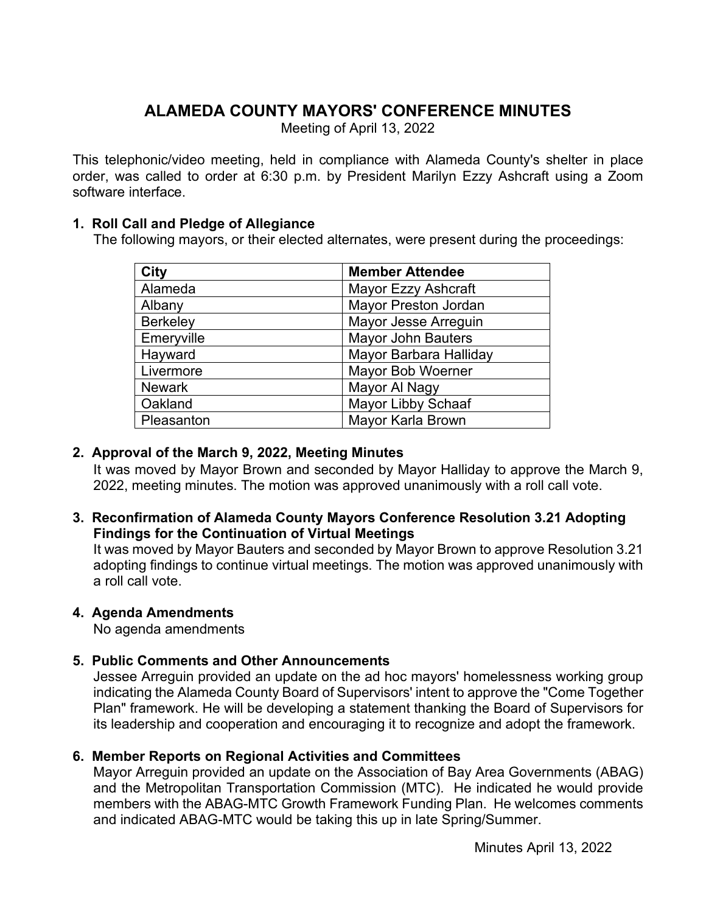# ALAMEDA COUNTY MAYORS' CONFERENCE MINUTES

Meeting of April 13, 2022

This telephonic/video meeting, held in compliance with Alameda County's shelter in place order, was called to order at 6:30 p.m. by President Marilyn Ezzy Ashcraft using a Zoom software interface.

**1. Roll Call and Pledge of Allegiance**

The following mayors, or their elected alternates, were present during the proceedings:

| City | Member Attendee |
|---|---|
| Alameda | Mayor Ezzy Ashcraft |
| Albany | Mayor Preston Jordan |
| Berkeley | Mayor Jesse Arreguin |
| Emeryville | Mayor John Bauters |
| Hayward | Mayor Barbara Halliday |
| Livermore | Mayor Bob Woerner |
| Newark | Mayor Al Nagy |
| Oakland | Mayor Libby Schaaf |
| Pleasanton | Mayor Karla Brown |

**2. Approval of the March 9, 2022, Meeting Minutes**

It was moved by Mayor Brown and seconded by Mayor Halliday to approve the March 9, 2022, meeting minutes. The motion was approved unanimously with a roll call vote.

**3. Reconfirmation of Alameda County Mayors Conference Resolution 3.21 Adopting Findings for the Continuation of Virtual Meetings**

It was moved by Mayor Bauters and seconded by Mayor Brown to approve Resolution 3.21 adopting findings to continue virtual meetings. The motion was approved unanimously with a roll call vote.

**4. Agenda Amendments**

No agenda amendments

**5. Public Comments and Other Announcements**

Jessee Arreguin provided an update on the ad hoc mayors' homelessness working group indicating the Alameda County Board of Supervisors' intent to approve the "Come Together Plan" framework. He will be developing a statement thanking the Board of Supervisors for its leadership and cooperation and encouraging it to recognize and adopt the framework.

**6. Member Reports on Regional Activities and Committees**

Mayor Arreguin provided an update on the Association of Bay Area Governments (ABAG) and the Metropolitan Transportation Commission (MTC). He indicated he would provide members with the ABAG-MTC Growth Framework Funding Plan. He welcomes comments and indicated ABAG-MTC would be taking this up in late Spring/Summer.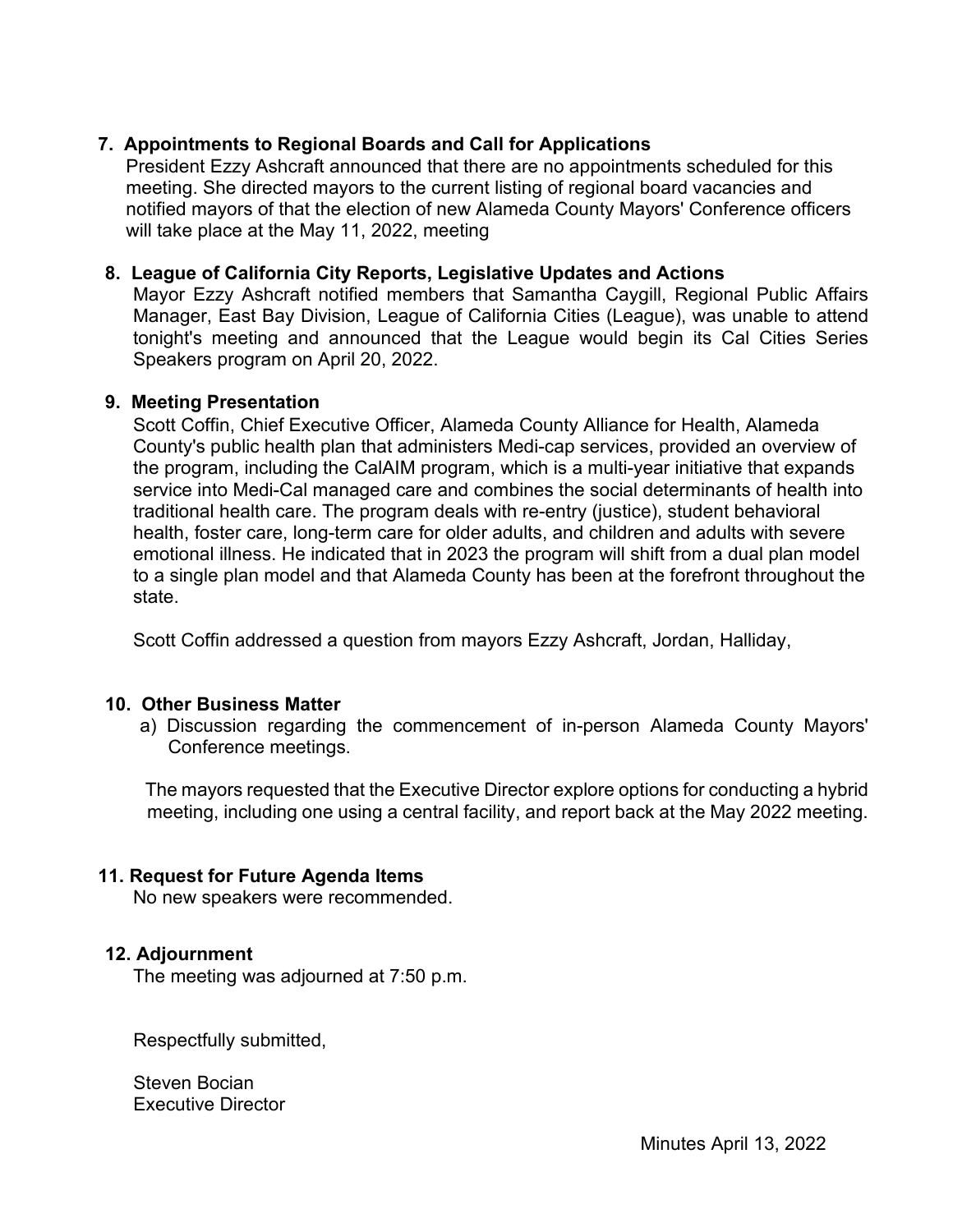## 7. Appointments to Regional Boards and Call for Applications

President Ezzy Ashcraft announced that there are no appointments scheduled for this meeting. She directed mayors to the current listing of regional board vacancies and notified mayors of that the election of new Alameda County Mayors' Conference officers will take place at the May 11, 2022, meeting

## 8. League of California City Reports, Legislative Updates and Actions

Mayor Ezzy Ashcraft notified members that Samantha Caygill, Regional Public Affairs Manager, East Bay Division, League of California Cities (League), was unable to attend tonight's meeting and announced that the League would begin its Cal Cities Series Speakers program on April 20, 2022.

## 9. Meeting Presentation

Scott Coffin, Chief Executive Officer, Alameda County Alliance for Health, Alameda County's public health plan that administers Medi-cap services, provided an overview of the program, including the CalAIM program, which is a multi-year initiative that expands service into Medi-Cal managed care and combines the social determinants of health into traditional health care. The program deals with re-entry (justice), student behavioral health, foster care, long-term care for older adults, and children and adults with severe emotional illness. He indicated that in 2023 the program will shift from a dual plan model to a single plan model and that Alameda County has been at the forefront throughout the state.

Scott Coffin addressed a question from mayors Ezzy Ashcraft, Jordan, Halliday,

## 10. Other Business Matter

a) Discussion regarding the commencement of in-person Alameda County Mayors' Conference meetings.

The mayors requested that the Executive Director explore options for conducting a hybrid meeting, including one using a central facility, and report back at the May 2022 meeting.

## 11. Request for Future Agenda Items

No new speakers were recommended.

## 12. Adjournment

The meeting was adjourned at 7:50 p.m.

Respectfully submitted,

Steven Bocian
Executive Director